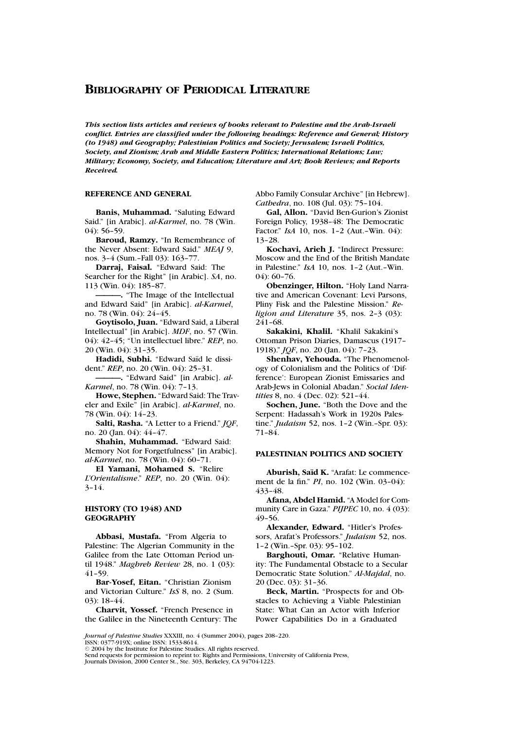# Bibliography of Periodical Literature

***This section lists articles and reviews of books relevant to Palestine and the Arab-Israeli conflict. Entries are classified under the following headings: Reference and General; History (to 1948) and Geography; Palestinian Politics and Society; Jerusalem; Israeli Politics, Society, and Zionism; Arab and Middle Eastern Politics; International Relations; Law; Military; Economy, Society, and Education; Literature and Art; Book Reviews; and Reports Received.***

## REFERENCE AND GENERAL

**Banis, Muhammad.** "Saluting Edward Said." [in Arabic]. *al-Karmel*, no. 78 (Win. 04): 56–59.

**Baroud, Ramzy.** "In Remembrance of the Never Absent: Edward Said." *MEAJ* 9, nos. 3–4 (Sum.–Fall 03): 163–77.

**Darraj, Faisal.** "Edward Said: The Searcher for the Right" [in Arabic]. *SA*, no. 113 (Win. 04): 185–87.

**———.** "The Image of the Intellectual and Edward Said" [in Arabic]. *al-Karmel*, no. 78 (Win. 04): 24–45.

**Goytisolo, Juan.** "Edward Said, a Liberal Intellectual" [in Arabic]. *MDF*, no. 57 (Win. 04): 42–45; "Un intellectuel libre." *REP*, no. 20 (Win. 04): 31–35.

**Hadidi, Subhi.** "Edward Saïd le dissident." *REP*, no. 20 (Win. 04): 25–31.

**———.** "Edward Said" [in Arabic]. *al-Karmel*, no. 78 (Win. 04): 7–13.

**Howe, Stephen.** "Edward Said: The Traveler and Exile" [in Arabic]. *al-Karmel*, no. 78 (Win. 04): 14–23.

**Salti, Rasha.** "A Letter to a Friend." *JQF*, no. 20 (Jan. 04): 44–47.

**Shahin, Muhammad.** "Edward Said: Memory Not for Forgetfulness" [in Arabic]. *al-Karmel*, no. 78 (Win. 04): 60–71.

**El Yamani, Mohamed S.** "Relire *L'Orientalisme*." *REP*, no. 20 (Win. 04): 3–14.

## HISTORY (TO 1948) AND GEOGRAPHY

**Abbasi, Mustafa.** "From Algeria to Palestine: The Algerian Community in the Galilee from the Late Ottoman Period until 1948." *Maghreb Review* 28, no. 1 (03): 41–59.

**Bar-Yosef, Eitan.** "Christian Zionism and Victorian Culture." *IsS* 8, no. 2 (Sum. 03): 18–44.

**Charvit, Yossef.** "French Presence in the Galilee in the Nineteenth Century: The Abbo Family Consular Archive" [in Hebrew]. *Cathedra*, no. 108 (Jul. 03): 75–104.

**Gal, Allon.** "David Ben-Gurion's Zionist Foreign Policy, 1938–48: The Democratic Factor." *IsA* 10, nos. 1–2 (Aut.–Win. 04): 13–28.

**Kochavi, Arieh J.** "Indirect Pressure: Moscow and the End of the British Mandate in Palestine." *IsA* 10, nos. 1–2 (Aut.–Win. 04): 60–76.

**Obenzinger, Hilton.** "Holy Land Narrative and American Covenant: Levi Parsons, Pliny Fisk and the Palestine Mission." *Religion and Literature* 35, nos. 2–3 (03): 241–68.

**Sakakini, Khalil.** "Khalil Sakakini's Ottoman Prison Diaries, Damascus (1917–1918)." *JQF*, no. 20 (Jan. 04): 7–23.

**Shenhav, Yehouda.** "The Phenomenology of Colonialism and the Politics of 'Difference': European Zionist Emissaries and Arab-Jews in Colonial Abadan." *Social Identities* 8, no. 4 (Dec. 02): 521–44.

**Sochen, June.** "Both the Dove and the Serpent: Hadassah's Work in 1920s Palestine." *Judaism* 52, nos. 1–2 (Win.–Spr. 03): 71–84.

## PALESTINIAN POLITICS AND SOCIETY

**Aburish, Saïd K.** "Arafat: Le commencement de la fin." *PI*, no. 102 (Win. 03–04): 433–48.

**Afana, Abdel Hamid.** "A Model for Community Care in Gaza." *PIJPEC* 10, no. 4 (03): 49–56.

**Alexander, Edward.** "Hitler's Professors, Arafat's Professors." *Judaism* 52, nos. 1–2 (Win.–Spr. 03): 95–102.

**Barghouti, Omar.** "Relative Humanity: The Fundamental Obstacle to a Secular Democratic State Solution." *Al-Majdal*, no. 20 (Dec. 03): 31–36.

**Beck, Martin.** "Prospects for and Obstacles to Achieving a Viable Palestinian State: What Can an Actor with Inferior Power Capabilities Do in a Graduated

*Journal of Palestine Studies* XXXIII, no. 4 (Summer 2004), pages 208–220.
ISSN: 0377-919X; online ISSN: 1533-8614.
© 2004 by the Institute for Palestine Studies. All rights reserved.
Send requests for permission to reprint to: Rights and Permissions, University of California Press, Journals Division, 2000 Center St., Ste. 303, Berkeley, CA 94704-1223.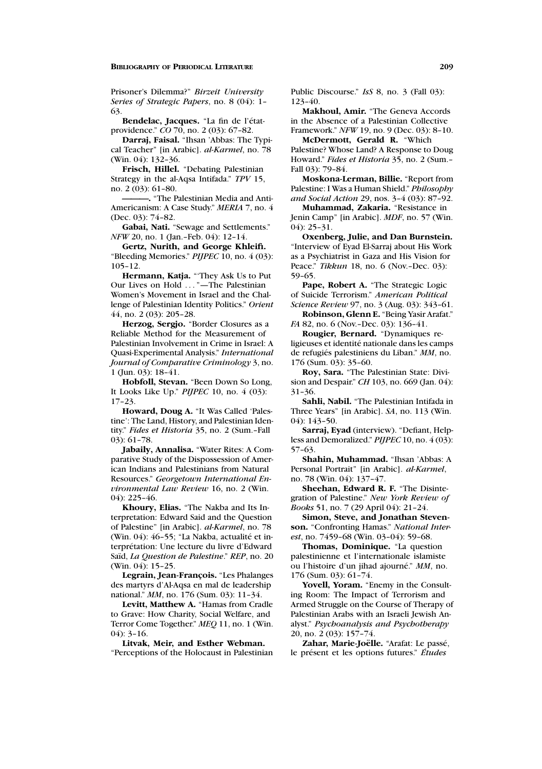Prisoner's Dilemma?" *Birzeit University Series of Strategic Papers*, no. 8 (04): 1–63.

**Bendelac, Jacques.** "La fin de l'état-providence." *CO* 70, no. 2 (03): 67–82.

**Darraj, Faisal.** "Ihsan 'Abbas: The Typical Teacher" [in Arabic]. *al-Karmel*, no. 78 (Win. 04): 132–36.

**Frisch, Hillel.** "Debating Palestinian Strategy in the al-Aqsa Intifada." *TPV* 15, no. 2 (03): 61–80.

**———.** "The Palestinian Media and Anti-Americanism: A Case Study." *MERIA* 7, no. 4 (Dec. 03): 74–82.

**Gabai, Nati.** "Sewage and Settlements." *NFW* 20, no. 1 (Jan.–Feb. 04): 12–14.

**Gertz, Nurith, and George Khleifi.** "Bleeding Memories." *PIJPEC* 10, no. 4 (03): 105–12.

**Hermann, Katja.** "'They Ask Us to Put Our Lives on Hold . . . '—The Palestinian Women's Movement in Israel and the Challenge of Palestinian Identity Politics." *Orient* 44, no. 2 (03): 205–28.

**Herzog, Sergjo.** "Border Closures as a Reliable Method for the Measurement of Palestinian Involvement in Crime in Israel: A Quasi-Experimental Analysis." *International Journal of Comparative Criminology* 3, no. 1 (Jun. 03): 18–41.

**Hobfoll, Stevan.** "Been Down So Long, It Looks Like Up." *PIJPEC* 10, no. 4 (03): 17–23.

**Howard, Doug A.** "It Was Called 'Palestine': The Land, History, and Palestinian Identity." *Fides et Historia* 35, no. 2 (Sum.–Fall 03): 61–78.

**Jabaily, Annalisa.** "Water Rites: A Comparative Study of the Dispossession of American Indians and Palestinians from Natural Resources." *Georgetown International Environmental Law Review* 16, no. 2 (Win. 04): 225–46.

**Khoury, Elias.** "The Nakba and Its Interpretation: Edward Said and the Question of Palestine" [in Arabic]. *al-Karmel*, no. 78 (Win. 04): 46–55; "La Nakba, actualité et interprétation: Une lecture du livre d'Edward Saïd, *La Question de Palestine*." *REP*, no. 20 (Win. 04): 15–25.

**Legrain, Jean-François.** "Les Phalanges des martyrs d'Al-Aqsa en mal de leadership national." *MM*, no. 176 (Sum. 03): 11–34.

**Levitt, Matthew A.** "Hamas from Cradle to Grave: How Charity, Social Welfare, and Terror Come Together." *MEQ* 11, no. 1 (Win. 04): 3–16.

**Litvak, Meir, and Esther Webman.** "Perceptions of the Holocaust in Palestinian Public Discourse." *IsS* 8, no. 3 (Fall 03): 123–40.

**Makhoul, Amir.** "The Geneva Accords in the Absence of a Palestinian Collective Framework." *NFW* 19, no. 9 (Dec. 03): 8–10.

**McDermott, Gerald R.** "Which Palestine? Whose Land? A Response to Doug Howard." *Fides et Historia* 35, no. 2 (Sum.–Fall 03): 79–84.

**Moskona-Lerman, Billie.** "Report from Palestine: I Was a Human Shield." *Philosophy and Social Action* 29, nos. 3–4 (03): 87–92.

**Muhammad, Zakaria.** "Resistance in Jenin Camp" [in Arabic]. *MDF*, no. 57 (Win. 04): 25–31.

**Oxenberg, Julie, and Dan Burnstein.** "Interview of Eyad El-Sarraj about His Work as a Psychiatrist in Gaza and His Vision for Peace." *Tikkun* 18, no. 6 (Nov.–Dec. 03): 59–65.

**Pape, Robert A.** "The Strategic Logic of Suicide Terrorism." *American Political Science Review* 97, no. 3 (Aug. 03): 343–61.

**Robinson, Glenn E.** "Being Yasir Arafat." *FA* 82, no. 6 (Nov.–Dec. 03): 136–41.

**Rougier, Bernard.** "Dynamiques religieuses et identité nationale dans les camps de refugiés palestiniens du Liban." *MM*, no. 176 (Sum. 03): 35–60.

**Roy, Sara.** "The Palestinian State: Division and Despair." *CH* 103, no. 669 (Jan. 04): 31–36.

**Sahli, Nabil.** "The Palestinian Intifada in Three Years" [in Arabic]. *SA*, no. 113 (Win. 04): 143–50.

**Sarraj, Eyad** (interview). "Defiant, Helpless and Demoralized." *PIJPEC* 10, no. 4 (03): 57–63.

**Shahin, Muhammad.** "Ihsan 'Abbas: A Personal Portrait" [in Arabic]. *al-Karmel*, no. 78 (Win. 04): 137–47.

**Sheehan, Edward R. F.** "The Disintegration of Palestine." *New York Review of Books* 51, no. 7 (29 April 04): 21–24.

**Simon, Steve, and Jonathan Stevenson.** "Confronting Hamas." *National Interest*, no. 7459–68 (Win. 03–04): 59–68.

**Thomas, Dominique.** "La question palestinienne et l'internationale islamiste ou l'histoire d'un jihad ajourné." *MM*, no. 176 (Sum. 03): 61–74.

**Yovell, Yoram.** "Enemy in the Consulting Room: The Impact of Terrorism and Armed Struggle on the Course of Therapy of Palestinian Arabs with an Israeli Jewish Analyst." *Psychoanalysis and Psychotherapy* 20, no. 2 (03): 157–74.

**Zahar, Marie-Joëlle.** "Arafat: Le passé, le présent et les options futures." *Études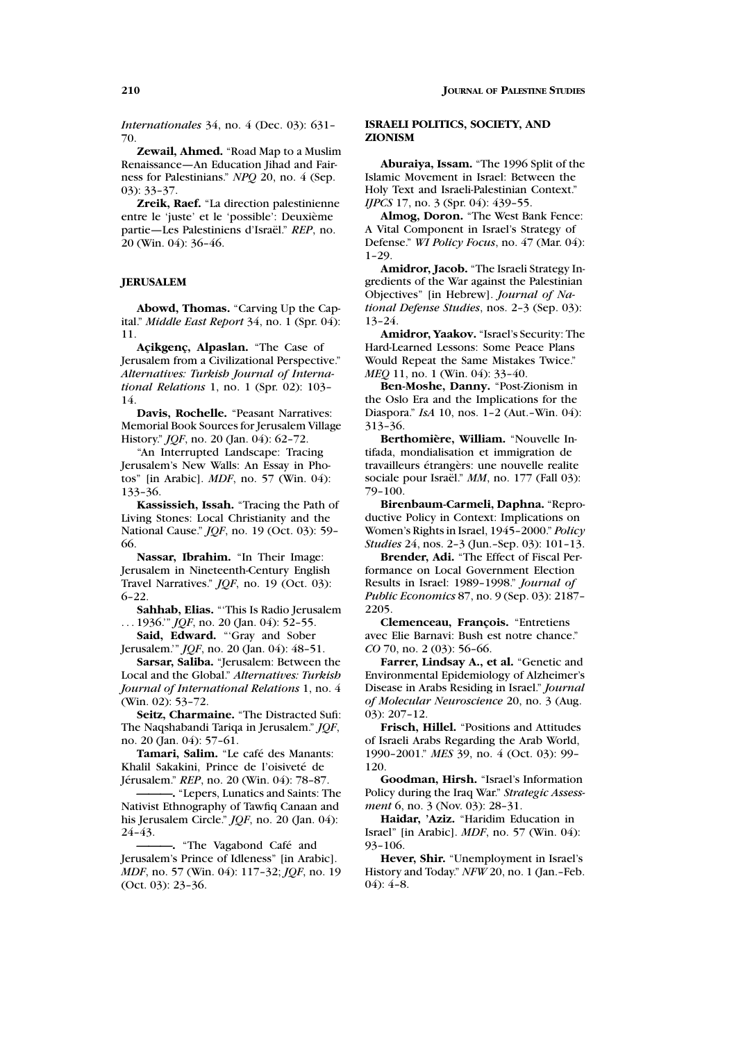*Internationales* 34, no. 4 (Dec. 03): 631–70.

**Zewail, Ahmed.** "Road Map to a Muslim Renaissance—An Education Jihad and Fairness for Palestinians." *NPQ* 20, no. 4 (Sep. 03): 33–37.

**Zreik, Raef.** "La direction palestinienne entre le 'juste' et le 'possible': Deuxième partie—Les Palestiniens d'Israël." *REP*, no. 20 (Win. 04): 36–46.

## JERUSALEM

**Abowd, Thomas.** "Carving Up the Capital." *Middle East Report* 34, no. 1 (Spr. 04): 11.

**Açikgenç, Alpaslan.** "The Case of Jerusalem from a Civilizational Perspective." *Alternatives: Turkish Journal of International Relations* 1, no. 1 (Spr. 02): 103–14.

**Davis, Rochelle.** "Peasant Narratives: Memorial Book Sources for Jerusalem Village History." *JQF*, no. 20 (Jan. 04): 62–72.

"An Interrupted Landscape: Tracing Jerusalem's New Walls: An Essay in Photos" [in Arabic]. *MDF*, no. 57 (Win. 04): 133–36.

**Kassissieh, Issah.** "Tracing the Path of Living Stones: Local Christianity and the National Cause." *JQF*, no. 19 (Oct. 03): 59–66.

**Nassar, Ibrahim.** "In Their Image: Jerusalem in Nineteenth-Century English Travel Narratives." *JQF*, no. 19 (Oct. 03): 6–22.

**Sahhab, Elias.** "'This Is Radio Jerusalem . . . 1936.'" *JQF*, no. 20 (Jan. 04): 52–55.

**Said, Edward.** "'Gray and Sober Jerusalem.'" *JQF*, no. 20 (Jan. 04): 48–51.

**Sarsar, Saliba.** "Jerusalem: Between the Local and the Global." *Alternatives: Turkish Journal of International Relations* 1, no. 4 (Win. 02): 53–72.

**Seitz, Charmaine.** "The Distracted Sufi: The Naqshabandi Tariqa in Jerusalem." *JQF*, no. 20 (Jan. 04): 57–61.

**Tamari, Salim.** "Le café des Manants: Khalil Sakakini, Prince de l'oisiveté de Jérusalem." *REP*, no. 20 (Win. 04): 78–87.

———. "Lepers, Lunatics and Saints: The Nativist Ethnography of Tawfiq Canaan and his Jerusalem Circle." *JQF*, no. 20 (Jan. 04): 24–43.

———. "The Vagabond Café and Jerusalem's Prince of Idleness" [in Arabic]. *MDF*, no. 57 (Win. 04): 117–32; *JQF*, no. 19 (Oct. 03): 23–36.

## ISRAELI POLITICS, SOCIETY, AND ZIONISM

**Aburaiya, Issam.** "The 1996 Split of the Islamic Movement in Israel: Between the Holy Text and Israeli-Palestinian Context." *IJPCS* 17, no. 3 (Spr. 04): 439–55.

**Almog, Doron.** "The West Bank Fence: A Vital Component in Israel's Strategy of Defense." *WI Policy Focus*, no. 47 (Mar. 04): 1–29.

**Amidror, Jacob.** "The Israeli Strategy Ingredients of the War against the Palestinian Objectives" [in Hebrew]. *Journal of National Defense Studies*, nos. 2–3 (Sep. 03): 13–24.

**Amidror, Yaakov.** "Israel's Security: The Hard-Learned Lessons: Some Peace Plans Would Repeat the Same Mistakes Twice." *MEQ* 11, no. 1 (Win. 04): 33–40.

**Ben-Moshe, Danny.** "Post-Zionism in the Oslo Era and the Implications for the Diaspora." *IsA* 10, nos. 1–2 (Aut.–Win. 04): 313–36.

**Berthomière, William.** "Nouvelle Intifada, mondialisation et immigration de travailleurs étrangèrs: une nouvelle realite sociale pour Israël." *MM*, no. 177 (Fall 03): 79–100.

**Birenbaum-Carmeli, Daphna.** "Reproductive Policy in Context: Implications on Women's Rights in Israel, 1945–2000." *Policy Studies* 24, nos. 2–3 (Jun.–Sep. 03): 101–13.

**Brender, Adi.** "The Effect of Fiscal Performance on Local Government Election Results in Israel: 1989–1998." *Journal of Public Economics* 87, no. 9 (Sep. 03): 2187–2205.

**Clemenceau, François.** "Entretiens avec Elie Barnavi: Bush est notre chance." *CO* 70, no. 2 (03): 56–66.

**Farrer, Lindsay A., et al.** "Genetic and Environmental Epidemiology of Alzheimer's Disease in Arabs Residing in Israel." *Journal of Molecular Neuroscience* 20, no. 3 (Aug. 03): 207–12.

**Frisch, Hillel.** "Positions and Attitudes of Israeli Arabs Regarding the Arab World, 1990–2001." *MES* 39, no. 4 (Oct. 03): 99–120.

**Goodman, Hirsh.** "Israel's Information Policy during the Iraq War." *Strategic Assessment* 6, no. 3 (Nov. 03): 28–31.

**Haidar, 'Aziz.** "Haridim Education in Israel" [in Arabic]. *MDF*, no. 57 (Win. 04): 93–106.

**Hever, Shir.** "Unemployment in Israel's History and Today." *NFW* 20, no. 1 (Jan.–Feb. 04): 4–8.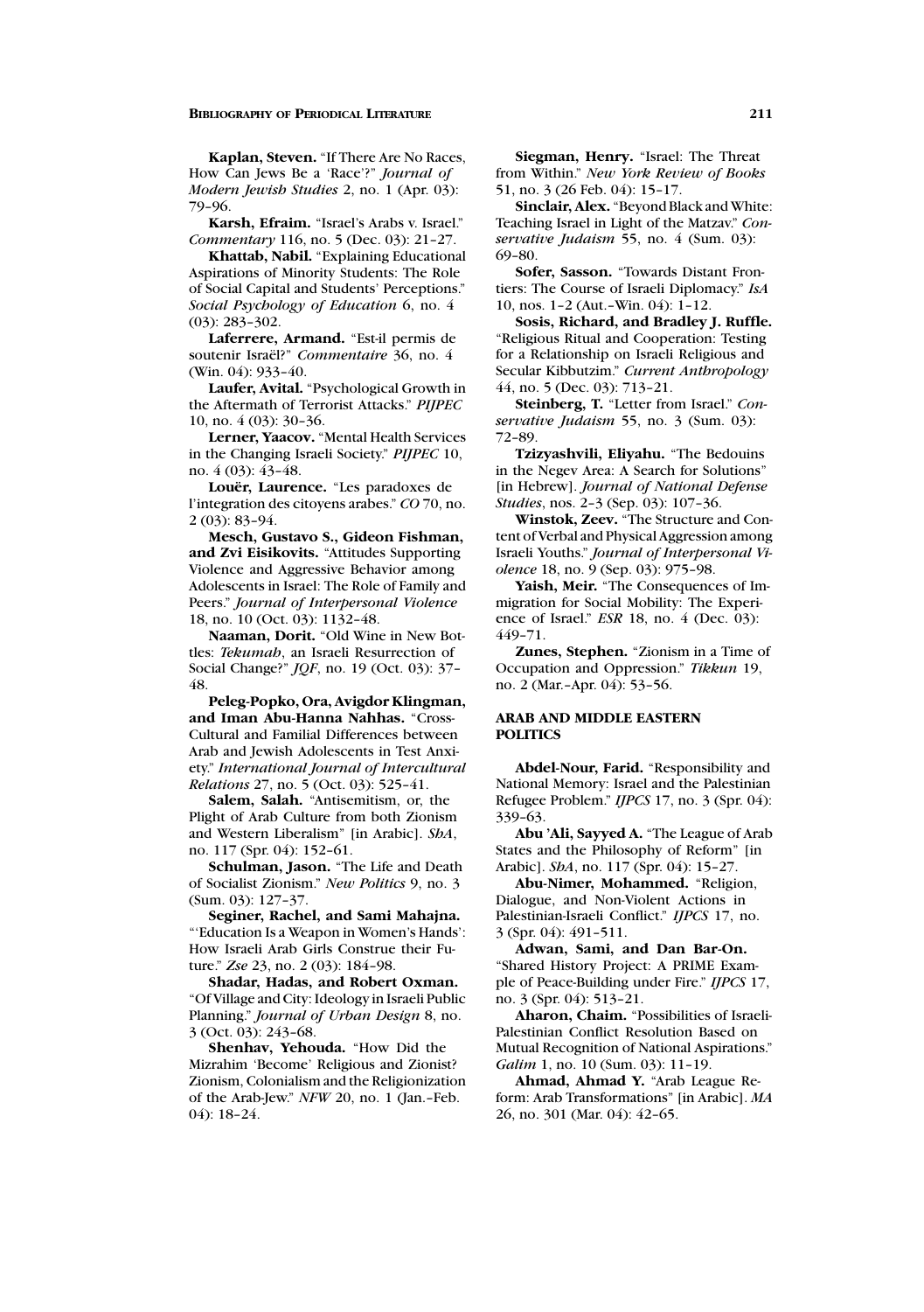**Kaplan, Steven.** "If There Are No Races, How Can Jews Be a 'Race'?" *Journal of Modern Jewish Studies* 2, no. 1 (Apr. 03): 79–96.

**Karsh, Efraim.** "Israel's Arabs v. Israel." *Commentary* 116, no. 5 (Dec. 03): 21–27.

**Khattab, Nabil.** "Explaining Educational Aspirations of Minority Students: The Role of Social Capital and Students' Perceptions." *Social Psychology of Education* 6, no. 4 (03): 283–302.

**Laferrere, Armand.** "Est-il permis de soutenir Israël?" *Commentaire* 36, no. 4 (Win. 04): 933–40.

**Laufer, Avital.** "Psychological Growth in the Aftermath of Terrorist Attacks." *PIJPEC* 10, no. 4 (03): 30–36.

**Lerner, Yaacov.** "Mental Health Services in the Changing Israeli Society." *PIJPEC* 10, no. 4 (03): 43–48.

**Louër, Laurence.** "Les paradoxes de l'integration des citoyens arabes." *CO* 70, no. 2 (03): 83–94.

**Mesch, Gustavo S., Gideon Fishman, and Zvi Eisikovits.** "Attitudes Supporting Violence and Aggressive Behavior among Adolescents in Israel: The Role of Family and Peers." *Journal of Interpersonal Violence* 18, no. 10 (Oct. 03): 1132–48.

**Naaman, Dorit.** "Old Wine in New Bottles: *Tekumah*, an Israeli Resurrection of Social Change?" *JQF*, no. 19 (Oct. 03): 37–48.

**Peleg-Popko, Ora, Avigdor Klingman, and Iman Abu-Hanna Nahhas.** "Cross-Cultural and Familial Differences between Arab and Jewish Adolescents in Test Anxiety." *International Journal of Intercultural Relations* 27, no. 5 (Oct. 03): 525–41.

**Salem, Salah.** "Antisemitism, or, the Plight of Arab Culture from both Zionism and Western Liberalism" [in Arabic]. *ShA*, no. 117 (Spr. 04): 152–61.

**Schulman, Jason.** "The Life and Death of Socialist Zionism." *New Politics* 9, no. 3 (Sum. 03): 127–37.

**Seginer, Rachel, and Sami Mahajna.** "'Education Is a Weapon in Women's Hands': How Israeli Arab Girls Construe their Future." *Zse* 23, no. 2 (03): 184–98.

**Shadar, Hadas, and Robert Oxman.** "Of Village and City: Ideology in Israeli Public Planning." *Journal of Urban Design* 8, no. 3 (Oct. 03): 243–68.

**Shenhav, Yehouda.** "How Did the Mizrahim 'Become' Religious and Zionist? Zionism, Colonialism and the Religionization of the Arab-Jew." *NFW* 20, no. 1 (Jan.–Feb. 04): 18–24.

**Siegman, Henry.** "Israel: The Threat from Within." *New York Review of Books* 51, no. 3 (26 Feb. 04): 15–17.

**Sinclair, Alex.** "Beyond Black and White: Teaching Israel in Light of the Matzav." *Conservative Judaism* 55, no. 4 (Sum. 03): 69–80.

**Sofer, Sasson.** "Towards Distant Frontiers: The Course of Israeli Diplomacy." *IsA* 10, nos. 1–2 (Aut.–Win. 04): 1–12.

**Sosis, Richard, and Bradley J. Ruffle.** "Religious Ritual and Cooperation: Testing for a Relationship on Israeli Religious and Secular Kibbutzim." *Current Anthropology* 44, no. 5 (Dec. 03): 713–21.

**Steinberg, T.** "Letter from Israel." *Conservative Judaism* 55, no. 3 (Sum. 03): 72–89.

**Tzizyashvili, Eliyahu.** "The Bedouins in the Negev Area: A Search for Solutions" [in Hebrew]. *Journal of National Defense Studies*, nos. 2–3 (Sep. 03): 107–36.

**Winstok, Zeev.** "The Structure and Content of Verbal and Physical Aggression among Israeli Youths." *Journal of Interpersonal Violence* 18, no. 9 (Sep. 03): 975–98.

**Yaish, Meir.** "The Consequences of Immigration for Social Mobility: The Experience of Israel." *ESR* 18, no. 4 (Dec. 03): 449–71.

**Zunes, Stephen.** "Zionism in a Time of Occupation and Oppression." *Tikkun* 19, no. 2 (Mar.–Apr. 04): 53–56.

## ARAB AND MIDDLE EASTERN POLITICS

**Abdel-Nour, Farid.** "Responsibility and National Memory: Israel and the Palestinian Refugee Problem." *IJPCS* 17, no. 3 (Spr. 04): 339–63.

**Abu 'Ali, Sayyed A.** "The League of Arab States and the Philosophy of Reform" [in Arabic]. *ShA*, no. 117 (Spr. 04): 15–27.

**Abu-Nimer, Mohammed.** "Religion, Dialogue, and Non-Violent Actions in Palestinian-Israeli Conflict." *IJPCS* 17, no. 3 (Spr. 04): 491–511.

**Adwan, Sami, and Dan Bar-On.** "Shared History Project: A PRIME Example of Peace-Building under Fire." *IJPCS* 17, no. 3 (Spr. 04): 513–21.

**Aharon, Chaim.** "Possibilities of Israeli-Palestinian Conflict Resolution Based on Mutual Recognition of National Aspirations." *Galim* 1, no. 10 (Sum. 03): 11–19.

**Ahmad, Ahmad Y.** "Arab League Reform: Arab Transformations" [in Arabic]. *MA* 26, no. 301 (Mar. 04): 42–65.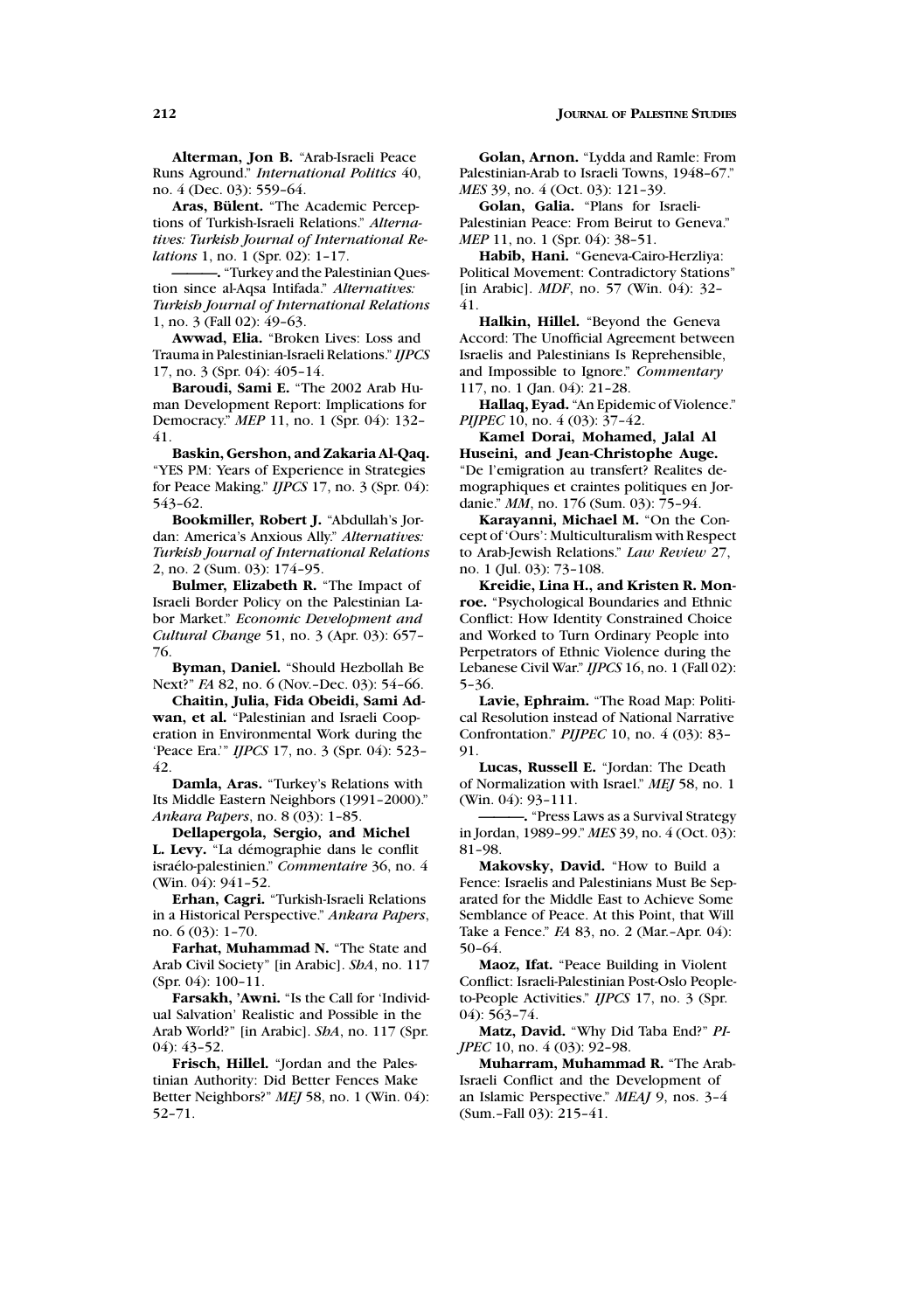**Alterman, Jon B.** "Arab-Israeli Peace Runs Aground." *International Politics* 40, no. 4 (Dec. 03): 559–64.

**Aras, Bülent.** "The Academic Perceptions of Turkish-Israeli Relations." *Alternatives: Turkish Journal of International Relations* 1, no. 1 (Spr. 02): 1–17.

———. "Turkey and the Palestinian Question since al-Aqsa Intifada." *Alternatives: Turkish Journal of International Relations* 1, no. 3 (Fall 02): 49–63.

**Awwad, Elia.** "Broken Lives: Loss and Trauma in Palestinian-Israeli Relations." *IJPCS* 17, no. 3 (Spr. 04): 405–14.

**Baroudi, Sami E.** "The 2002 Arab Human Development Report: Implications for Democracy." *MEP* 11, no. 1 (Spr. 04): 132–41.

**Baskin, Gershon, and Zakaria Al-Qaq.** "YES PM: Years of Experience in Strategies for Peace Making." *IJPCS* 17, no. 3 (Spr. 04): 543–62.

**Bookmiller, Robert J.** "Abdullah's Jordan: America's Anxious Ally." *Alternatives: Turkish Journal of International Relations* 2, no. 2 (Sum. 03): 174–95.

**Bulmer, Elizabeth R.** "The Impact of Israeli Border Policy on the Palestinian Labor Market." *Economic Development and Cultural Change* 51, no. 3 (Apr. 03): 657–76.

**Byman, Daniel.** "Should Hezbollah Be Next?" *FA* 82, no. 6 (Nov.–Dec. 03): 54–66.

**Chaitin, Julia, Fida Obeidi, Sami Adwan, et al.** "Palestinian and Israeli Cooperation in Environmental Work during the 'Peace Era.'" *IJPCS* 17, no. 3 (Spr. 04): 523–42.

**Damla, Aras.** "Turkey's Relations with Its Middle Eastern Neighbors (1991–2000)." *Ankara Papers*, no. 8 (03): 1–85.

**Dellapergola, Sergio, and Michel L. Levy.** "La démographie dans le conflit israélo-palestinien." *Commentaire* 36, no. 4 (Win. 04): 941–52.

**Erhan, Cagri.** "Turkish-Israeli Relations in a Historical Perspective." *Ankara Papers*, no. 6 (03): 1–70.

**Farhat, Muhammad N.** "The State and Arab Civil Society" [in Arabic]. *ShA*, no. 117 (Spr. 04): 100–11.

**Farsakh, 'Awni.** "Is the Call for 'Individual Salvation' Realistic and Possible in the Arab World?" [in Arabic]. *ShA*, no. 117 (Spr. 04): 43–52.

**Frisch, Hillel.** "Jordan and the Palestinian Authority: Did Better Fences Make Better Neighbors?" *MEJ* 58, no. 1 (Win. 04): 52–71.

**Golan, Arnon.** "Lydda and Ramle: From Palestinian-Arab to Israeli Towns, 1948–67." *MES* 39, no. 4 (Oct. 03): 121–39.

**Golan, Galia.** "Plans for Israeli-Palestinian Peace: From Beirut to Geneva." *MEP* 11, no. 1 (Spr. 04): 38–51.

**Habib, Hani.** "Geneva-Cairo-Herzliya: Political Movement: Contradictory Stations" [in Arabic]. *MDF*, no. 57 (Win. 04): 32–41.

**Halkin, Hillel.** "Beyond the Geneva Accord: The Unofficial Agreement between Israelis and Palestinians Is Reprehensible, and Impossible to Ignore." *Commentary* 117, no. 1 (Jan. 04): 21–28.

**Hallaq, Eyad.** "An Epidemic of Violence." *PIJPEC* 10, no. 4 (03): 37–42.

**Kamel Dorai, Mohamed, Jalal Al Huseini, and Jean-Christophe Auge.** "De l'emigration au transfert? Realites demographiques et craintes politiques en Jordanie." *MM*, no. 176 (Sum. 03): 75–94.

**Karayanni, Michael M.** "On the Concept of 'Ours': Multiculturalism with Respect to Arab-Jewish Relations." *Law Review* 27, no. 1 (Jul. 03): 73–108.

**Kreidie, Lina H., and Kristen R. Monroe.** "Psychological Boundaries and Ethnic Conflict: How Identity Constrained Choice and Worked to Turn Ordinary People into Perpetrators of Ethnic Violence during the Lebanese Civil War." *IJPCS* 16, no. 1 (Fall 02): 5–36.

**Lavie, Ephraim.** "The Road Map: Political Resolution instead of National Narrative Confrontation." *PIJPEC* 10, no. 4 (03): 83–91.

**Lucas, Russell E.** "Jordan: The Death of Normalization with Israel." *MEJ* 58, no. 1 (Win. 04): 93–111.

———. "Press Laws as a Survival Strategy in Jordan, 1989–99." *MES* 39, no. 4 (Oct. 03): 81–98.

**Makovsky, David.** "How to Build a Fence: Israelis and Palestinians Must Be Separated for the Middle East to Achieve Some Semblance of Peace. At this Point, that Will Take a Fence." *FA* 83, no. 2 (Mar.–Apr. 04): 50–64.

**Maoz, Ifat.** "Peace Building in Violent Conflict: Israeli-Palestinian Post-Oslo People-to-People Activities." *IJPCS* 17, no. 3 (Spr. 04): 563–74.

**Matz, David.** "Why Did Taba End?" *PIJPEC* 10, no. 4 (03): 92–98.

**Muharram, Muhammad R.** "The Arab-Israeli Conflict and the Development of an Islamic Perspective." *MEAJ* 9, nos. 3–4 (Sum.–Fall 03): 215–41.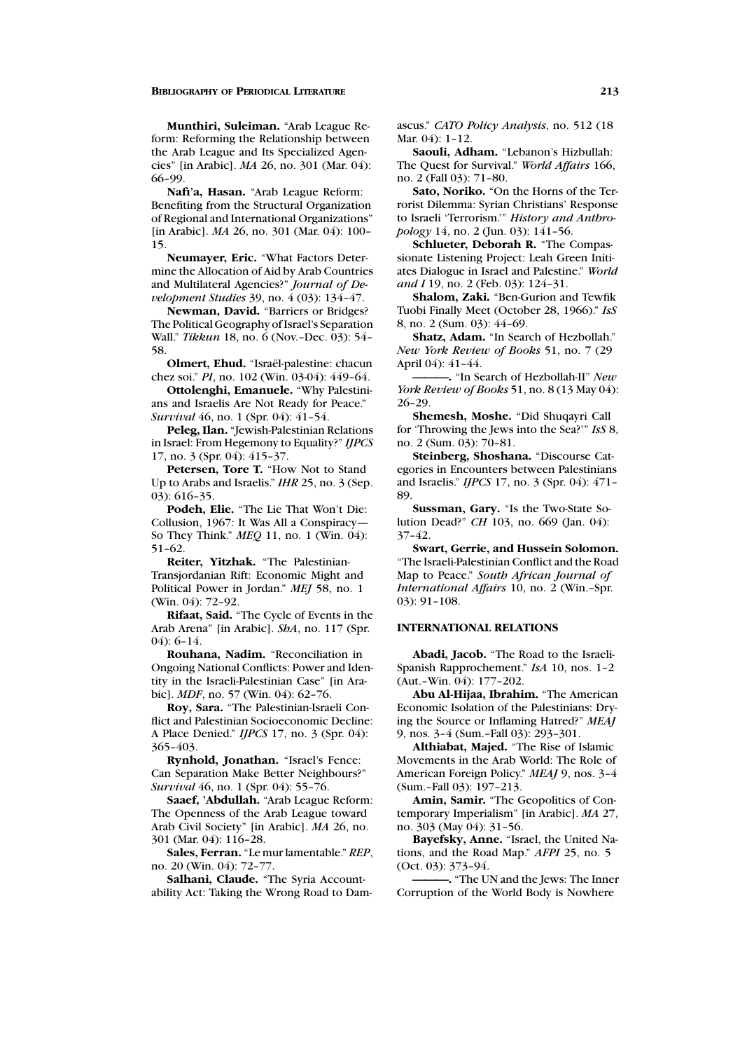**Munthiri, Suleiman.** "Arab League Reform: Reforming the Relationship between the Arab League and Its Specialized Agencies" [in Arabic]. *MA* 26, no. 301 (Mar. 04): 66–99.

**Nafi'a, Hasan.** "Arab League Reform: Benefiting from the Structural Organization of Regional and International Organizations" [in Arabic]. *MA* 26, no. 301 (Mar. 04): 100–15.

**Neumayer, Eric.** "What Factors Determine the Allocation of Aid by Arab Countries and Multilateral Agencies?" *Journal of Development Studies* 39, no. 4 (03): 134–47.

**Newman, David.** "Barriers or Bridges? The Political Geography of Israel's Separation Wall." *Tikkun* 18, no. 6 (Nov.–Dec. 03): 54–58.

**Olmert, Ehud.** "Israël-palestine: chacun chez soi." *PI*, no. 102 (Win. 03-04): 449–64.

**Ottolenghi, Emanuele.** "Why Palestinians and Israelis Are Not Ready for Peace." *Survival* 46, no. 1 (Spr. 04): 41–54.

**Peleg, Ilan.** "Jewish-Palestinian Relations in Israel: From Hegemony to Equality?" *IJPCS* 17, no. 3 (Spr. 04): 415–37.

**Petersen, Tore T.** "How Not to Stand Up to Arabs and Israelis." *IHR* 25, no. 3 (Sep. 03): 616–35.

**Podeh, Elie.** "The Lie That Won't Die: Collusion, 1967: It Was All a Conspiracy—So They Think." *MEQ* 11, no. 1 (Win. 04): 51–62.

**Reiter, Yitzhak.** "The Palestinian-Transjordanian Rift: Economic Might and Political Power in Jordan." *MEJ* 58, no. 1 (Win. 04): 72–92.

**Rifaat, Said.** "The Cycle of Events in the Arab Arena" [in Arabic]. *ShA*, no. 117 (Spr. 04): 6–14.

**Rouhana, Nadim.** "Reconciliation in Ongoing National Conflicts: Power and Identity in the Israeli-Palestinian Case" [in Arabic]. *MDF*, no. 57 (Win. 04): 62–76.

**Roy, Sara.** "The Palestinian-Israeli Conflict and Palestinian Socioeconomic Decline: A Place Denied." *IJPCS* 17, no. 3 (Spr. 04): 365–403.

**Rynhold, Jonathan.** "Israel's Fence: Can Separation Make Better Neighbours?" *Survival* 46, no. 1 (Spr. 04): 55–76.

**Saaef, 'Abdullah.** "Arab League Reform: The Openness of the Arab League toward Arab Civil Society" [in Arabic]. *MA* 26, no. 301 (Mar. 04): 116–28.

**Sales, Ferran.** "Le mur lamentable." *REP*, no. 20 (Win. 04): 72–77.

**Salhani, Claude.** "The Syria Accountability Act: Taking the Wrong Road to Damascus." *CATO Policy Analysis*, no. 512 (18 Mar. 04): 1–12.

**Saouli, Adham.** "Lebanon's Hizbullah: The Quest for Survival." *World Affairs* 166, no. 2 (Fall 03): 71–80.

**Sato, Noriko.** "On the Horns of the Terrorist Dilemma: Syrian Christians' Response to Israeli 'Terrorism.'" *History and Anthropology* 14, no. 2 (Jun. 03): 141–56.

**Schlueter, Deborah R.** "The Compassionate Listening Project: Leah Green Initiates Dialogue in Israel and Palestine." *World and I* 19, no. 2 (Feb. 03): 124–31.

**Shalom, Zaki.** "Ben-Gurion and Tewfik Tuobi Finally Meet (October 28, 1966)." *IsS* 8, no. 2 (Sum. 03): 44–69.

**Shatz, Adam.** "In Search of Hezbollah." *New York Review of Books* 51, no. 7 (29 April 04): 41–44.

———. "In Search of Hezbollah-II" *New York Review of Books* 51, no. 8 (13 May 04): 26–29.

**Shemesh, Moshe.** "Did Shuqayri Call for 'Throwing the Jews into the Sea?'" *IsS* 8, no. 2 (Sum. 03): 70–81.

**Steinberg, Shoshana.** "Discourse Categories in Encounters between Palestinians and Israelis." *IJPCS* 17, no. 3 (Spr. 04): 471–89.

**Sussman, Gary.** "Is the Two-State Solution Dead?" *CH* 103, no. 669 (Jan. 04): 37–42.

**Swart, Gerrie, and Hussein Solomon.** "The Israeli-Palestinian Conflict and the Road Map to Peace." *South African Journal of International Affairs* 10, no. 2 (Win.–Spr. 03): 91–108.

## INTERNATIONAL RELATIONS

**Abadi, Jacob.** "The Road to the Israeli-Spanish Rapprochement." *IsA* 10, nos. 1–2 (Aut.–Win. 04): 177–202.

**Abu Al-Hijaa, Ibrahim.** "The American Economic Isolation of the Palestinians: Drying the Source or Inflaming Hatred?" *MEAJ* 9, nos. 3–4 (Sum.–Fall 03): 293–301.

**Althiabat, Majed.** "The Rise of Islamic Movements in the Arab World: The Role of American Foreign Policy." *MEAJ* 9, nos. 3–4 (Sum.–Fall 03): 197–213.

**Amin, Samir.** "The Geopolitics of Contemporary Imperialism" [in Arabic]. *MA* 27, no. 303 (May 04): 31–56.

**Bayefsky, Anne.** "Israel, the United Nations, and the Road Map." *AFPI* 25, no. 5 (Oct. 03): 373–94.

———. "The UN and the Jews: The Inner Corruption of the World Body is Nowhere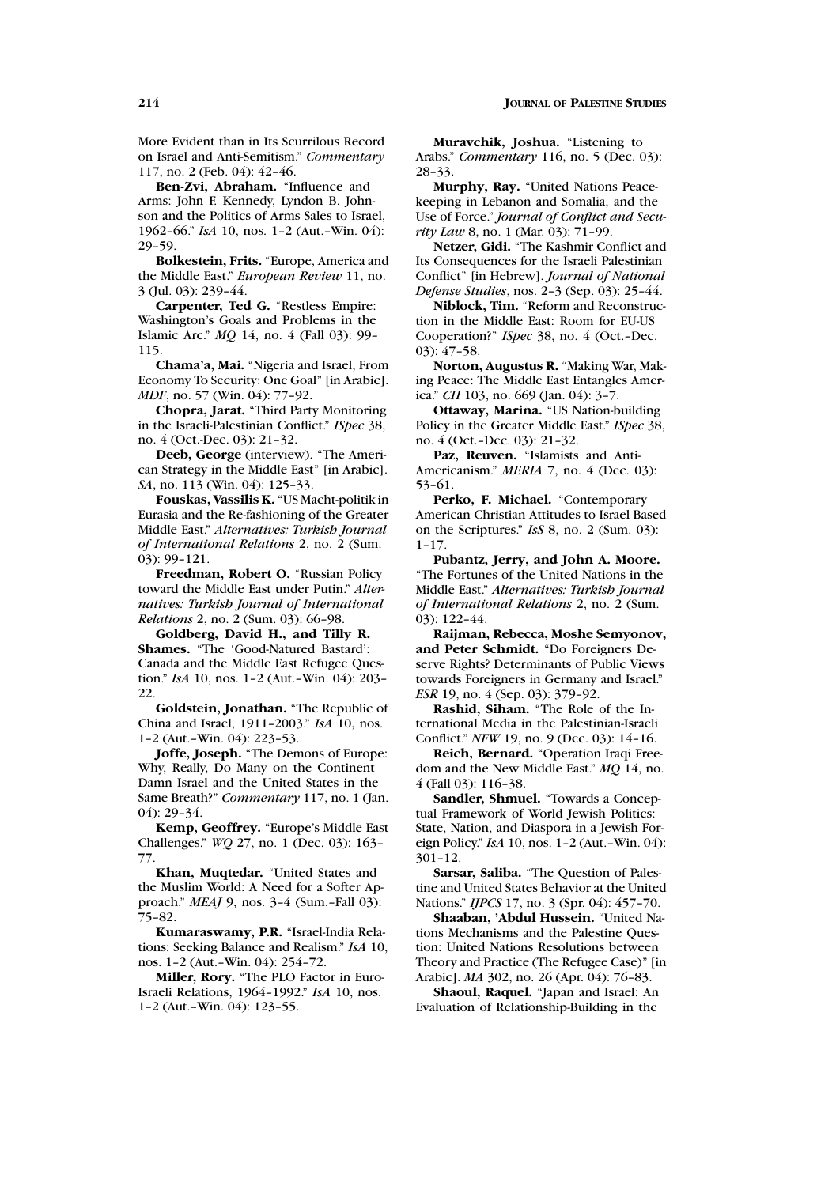More Evident than in Its Scurrilous Record on Israel and Anti-Semitism." *Commentary* 117, no. 2 (Feb. 04): 42–46.

**Ben-Zvi, Abraham.** "Influence and Arms: John F. Kennedy, Lyndon B. Johnson and the Politics of Arms Sales to Israel, 1962–66." *IsA* 10, nos. 1–2 (Aut.–Win. 04): 29–59.

**Bolkestein, Frits.** "Europe, America and the Middle East." *European Review* 11, no. 3 (Jul. 03): 239–44.

**Carpenter, Ted G.** "Restless Empire: Washington's Goals and Problems in the Islamic Arc." *MQ* 14, no. 4 (Fall 03): 99–115.

**Chama'a, Mai.** "Nigeria and Israel, From Economy To Security: One Goal" [in Arabic]. *MDF*, no. 57 (Win. 04): 77–92.

**Chopra, Jarat.** "Third Party Monitoring in the Israeli-Palestinian Conflict." *ISpec* 38, no. 4 (Oct.-Dec. 03): 21–32.

**Deeb, George** (interview). "The American Strategy in the Middle East" [in Arabic]. *SA*, no. 113 (Win. 04): 125–33.

**Fouskas, Vassilis K.** "US Macht-politik in Eurasia and the Re-fashioning of the Greater Middle East." *Alternatives: Turkish Journal of International Relations* 2, no. 2 (Sum. 03): 99–121.

**Freedman, Robert O.** "Russian Policy toward the Middle East under Putin." *Alternatives: Turkish Journal of International Relations* 2, no. 2 (Sum. 03): 66–98.

**Goldberg, David H., and Tilly R. Shames.** "The 'Good-Natured Bastard': Canada and the Middle East Refugee Question." *IsA* 10, nos. 1–2 (Aut.–Win. 04): 203–22.

**Goldstein, Jonathan.** "The Republic of China and Israel, 1911–2003." *IsA* 10, nos. 1–2 (Aut.–Win. 04): 223–53.

**Joffe, Joseph.** "The Demons of Europe: Why, Really, Do Many on the Continent Damn Israel and the United States in the Same Breath?" *Commentary* 117, no. 1 (Jan. 04): 29–34.

**Kemp, Geoffrey.** "Europe's Middle East Challenges." *WQ* 27, no. 1 (Dec. 03): 163–77.

**Khan, Muqtedar.** "United States and the Muslim World: A Need for a Softer Approach." *MEAJ* 9, nos. 3–4 (Sum.–Fall 03): 75–82.

**Kumaraswamy, P.R.** "Israel-India Relations: Seeking Balance and Realism." *IsA* 10, nos. 1–2 (Aut.–Win. 04): 254–72.

**Miller, Rory.** "The PLO Factor in Euro-Israeli Relations, 1964–1992." *IsA* 10, nos. 1–2 (Aut.–Win. 04): 123–55.

**Muravchik, Joshua.** "Listening to Arabs." *Commentary* 116, no. 5 (Dec. 03): 28–33.

**Murphy, Ray.** "United Nations Peacekeeping in Lebanon and Somalia, and the Use of Force." *Journal of Conflict and Security Law* 8, no. 1 (Mar. 03): 71–99.

**Netzer, Gidi.** "The Kashmir Conflict and Its Consequences for the Israeli Palestinian Conflict" [in Hebrew]. *Journal of National Defense Studies*, nos. 2–3 (Sep. 03): 25–44.

**Niblock, Tim.** "Reform and Reconstruction in the Middle East: Room for EU-US Cooperation?" *ISpec* 38, no. 4 (Oct.–Dec. 03): 47–58.

**Norton, Augustus R.** "Making War, Making Peace: The Middle East Entangles America." *CH* 103, no. 669 (Jan. 04): 3–7.

**Ottaway, Marina.** "US Nation-building Policy in the Greater Middle East." *ISpec* 38, no. 4 (Oct.–Dec. 03): 21–32.

**Paz, Reuven.** "Islamists and Anti-Americanism." *MERIA* 7, no. 4 (Dec. 03): 53–61.

**Perko, F. Michael.** "Contemporary American Christian Attitudes to Israel Based on the Scriptures." *IsS* 8, no. 2 (Sum. 03): 1–17.

**Pubantz, Jerry, and John A. Moore.** "The Fortunes of the United Nations in the Middle East." *Alternatives: Turkish Journal of International Relations* 2, no. 2 (Sum. 03): 122–44.

**Raijman, Rebecca, Moshe Semyonov, and Peter Schmidt.** "Do Foreigners Deserve Rights? Determinants of Public Views towards Foreigners in Germany and Israel." *ESR* 19, no. 4 (Sep. 03): 379–92.

**Rashid, Siham.** "The Role of the International Media in the Palestinian-Israeli Conflict." *NFW* 19, no. 9 (Dec. 03): 14–16.

**Reich, Bernard.** "Operation Iraqi Freedom and the New Middle East." *MQ* 14, no. 4 (Fall 03): 116–38.

**Sandler, Shmuel.** "Towards a Conceptual Framework of World Jewish Politics: State, Nation, and Diaspora in a Jewish Foreign Policy." *IsA* 10, nos. 1–2 (Aut.–Win. 04): 301–12.

**Sarsar, Saliba.** "The Question of Palestine and United States Behavior at the United Nations." *IJPCS* 17, no. 3 (Spr. 04): 457–70.

**Shaaban, 'Abdul Hussein.** "United Nations Mechanisms and the Palestine Question: United Nations Resolutions between Theory and Practice (The Refugee Case)" [in Arabic]. *MA* 302, no. 26 (Apr. 04): 76–83.

**Shaoul, Raquel.** "Japan and Israel: An Evaluation of Relationship-Building in the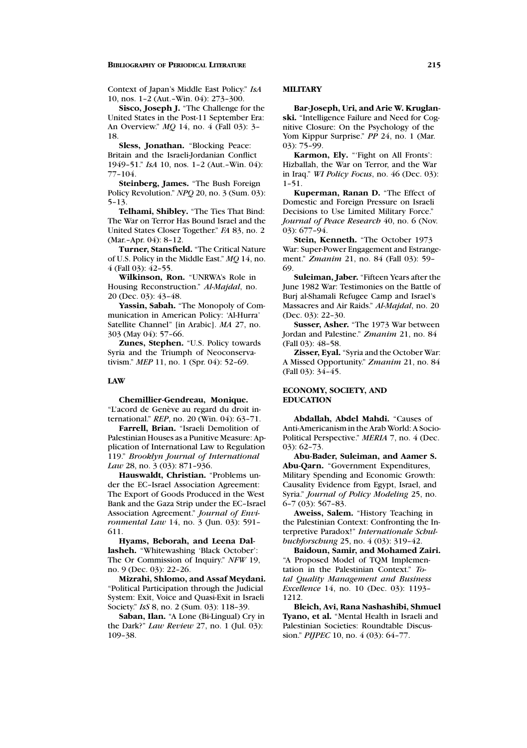Context of Japan's Middle East Policy." *IsA* 10, nos. 1–2 (Aut.–Win. 04): 273–300.

**Sisco, Joseph J.** "The Challenge for the United States in the Post-11 September Era: An Overview." *MQ* 14, no. 4 (Fall 03): 3–18.

**Sless, Jonathan.** "Blocking Peace: Britain and the Israeli-Jordanian Conflict 1949–51." *IsA* 10, nos. 1–2 (Aut.–Win. 04): 77–104.

**Steinberg, James.** "The Bush Foreign Policy Revolution." *NPQ* 20, no. 3 (Sum. 03): 5–13.

**Telhami, Shibley.** "The Ties That Bind: The War on Terror Has Bound Israel and the United States Closer Together." *FA* 83, no. 2 (Mar.–Apr. 04): 8–12.

**Turner, Stansfield.** "The Critical Nature of U.S. Policy in the Middle East." *MQ* 14, no. 4 (Fall 03): 42–55.

**Wilkinson, Ron.** "UNRWA's Role in Housing Reconstruction." *Al-Majdal*, no. 20 (Dec. 03): 43–48.

**Yassin, Sabah.** "The Monopoly of Communication in American Policy: 'Al-Hurra' Satellite Channel" [in Arabic]. *MA* 27, no. 303 (May 04): 57–66.

**Zunes, Stephen.** "U.S. Policy towards Syria and the Triumph of Neoconservativism." *MEP* 11, no. 1 (Spr. 04): 52–69.

## LAW

**Chemillier-Gendreau, Monique.** "L'acord de Genève au regard du droit international." *REP*, no. 20 (Win. 04): 63–71.

**Farrell, Brian.** "Israeli Demolition of Palestinian Houses as a Punitive Measure: Application of International Law to Regulation 119." *Brooklyn Journal of International Law* 28, no. 3 (03): 871–936.

**Hauswaldt, Christian.** "Problems under the EC–Israel Association Agreement: The Export of Goods Produced in the West Bank and the Gaza Strip under the EC–Israel Association Agreement." *Journal of Environmental Law* 14, no. 3 (Jun. 03): 591–611.

**Hyams, Beborah, and Leena Dallasheh.** "Whitewashing 'Black October': The Or Commission of Inquiry." *NFW* 19, no. 9 (Dec. 03): 22–26.

**Mizrahi, Shlomo, and Assaf Meydani.** "Political Participation through the Judicial System: Exit, Voice and Quasi-Exit in Israeli Society." *IsS* 8, no. 2 (Sum. 03): 118–39.

**Saban, Ilan.** "A Lone (Bi-Lingual) Cry in the Dark?" *Law Review* 27, no. 1 (Jul. 03): 109–38.

## MILITARY

**Bar-Joseph, Uri, and Arie W. Kruglanski.** "Intelligence Failure and Need for Cognitive Closure: On the Psychology of the Yom Kippur Surprise." *PP* 24, no. 1 (Mar. 03): 75–99.

**Karmon, Ely.** "'Fight on All Fronts': Hizballah, the War on Terror, and the War in Iraq." *WI Policy Focus*, no. 46 (Dec. 03): 1–51.

**Kuperman, Ranan D.** "The Effect of Domestic and Foreign Pressure on Israeli Decisions to Use Limited Military Force." *Journal of Peace Research* 40, no. 6 (Nov. 03): 677–94.

**Stein, Kenneth.** "The October 1973 War: Super-Power Engagement and Estrangement." *Zmanim* 21, no. 84 (Fall 03): 59–69.

**Suleiman, Jaber.** "Fifteen Years after the June 1982 War: Testimonies on the Battle of Burj al-Shamali Refugee Camp and Israel's Massacres and Air Raids." *Al-Majdal*, no. 20 (Dec. 03): 22–30.

**Susser, Asher.** "The 1973 War between Jordan and Palestine." *Zmanim* 21, no. 84 (Fall 03): 48–58.

**Zisser, Eyal.** "Syria and the October War: A Missed Opportunity." *Zmanim* 21, no. 84 (Fall 03): 34–45.

## ECONOMY, SOCIETY, AND EDUCATION

**Abdallah, Abdel Mahdi.** "Causes of Anti-Americanism in the Arab World: A Socio-Political Perspective." *MERIA* 7, no. 4 (Dec. 03): 62–73.

**Abu-Bader, Suleiman, and Aamer S. Abu-Qarn.** "Government Expenditures, Military Spending and Economic Growth: Causality Evidence from Egypt, Israel, and Syria." *Journal of Policy Modeling* 25, no. 6–7 (03): 567–83.

**Aweiss, Salem.** "History Teaching in the Palestinian Context: Confronting the Interpretive Paradox!" *Internationale Schulbuchforschung* 25, no. 4 (03): 319–42.

**Baidoun, Samir, and Mohamed Zairi.** "A Proposed Model of TQM Implementation in the Palestinian Context." *Total Quality Management and Business Excellence* 14, no. 10 (Dec. 03): 1193–1212.

**Bleich, Avi, Rana Nashashibi, Shmuel Tyano, et al.** "Mental Health in Israeli and Palestinian Societies: Roundtable Discussion." *PIJPEC* 10, no. 4 (03): 64–77.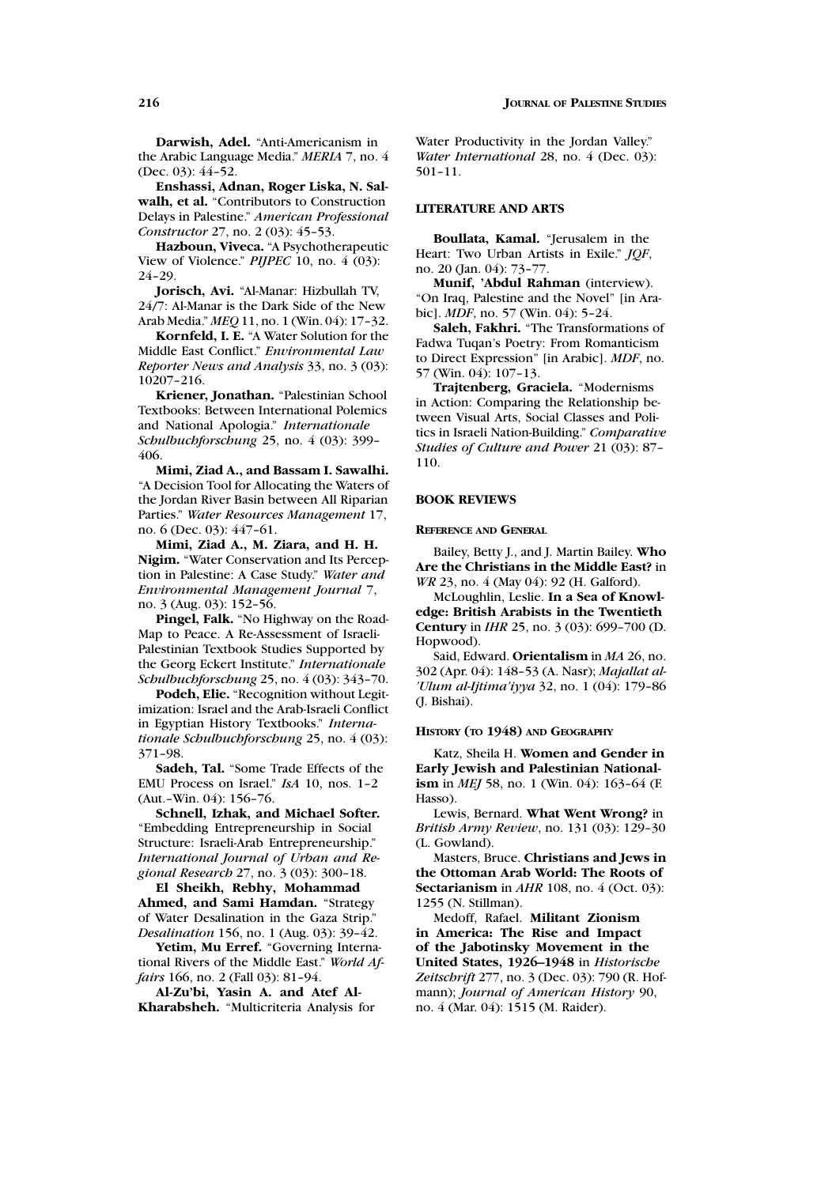**Darwish, Adel.** "Anti-Americanism in the Arabic Language Media." *MERIA* 7, no. 4 (Dec. 03): 44–52.

**Enshassi, Adnan, Roger Liska, N. Salwalh, et al.** "Contributors to Construction Delays in Palestine." *American Professional Constructor* 27, no. 2 (03): 45–53.

**Hazboun, Viveca.** "A Psychotherapeutic View of Violence." *PIJPEC* 10, no. 4 (03): 24–29.

**Jorisch, Avi.** "Al-Manar: Hizbullah TV, 24/7: Al-Manar is the Dark Side of the New Arab Media." *MEQ* 11, no. 1 (Win. 04): 17–32.

**Kornfeld, I. E.** "A Water Solution for the Middle East Conflict." *Environmental Law Reporter News and Analysis* 33, no. 3 (03): 10207–216.

**Kriener, Jonathan.** "Palestinian School Textbooks: Between International Polemics and National Apologia." *Internationale Schulbuchforschung* 25, no. 4 (03): 399–406.

**Mimi, Ziad A., and Bassam I. Sawalhi.** "A Decision Tool for Allocating the Waters of the Jordan River Basin between All Riparian Parties." *Water Resources Management* 17, no. 6 (Dec. 03): 447–61.

**Mimi, Ziad A., M. Ziara, and H. H. Nigim.** "Water Conservation and Its Perception in Palestine: A Case Study." *Water and Environmental Management Journal* 7, no. 3 (Aug. 03): 152–56.

**Pingel, Falk.** "No Highway on the Road-Map to Peace. A Re-Assessment of Israeli-Palestinian Textbook Studies Supported by the Georg Eckert Institute." *Internationale Schulbuchforschung* 25, no. 4 (03): 343–70.

**Podeh, Elie.** "Recognition without Legitimization: Israel and the Arab-Israeli Conflict in Egyptian History Textbooks." *Internationale Schulbuchforschung* 25, no. 4 (03): 371–98.

**Sadeh, Tal.** "Some Trade Effects of the EMU Process on Israel." *IsA* 10, nos. 1–2 (Aut.–Win. 04): 156–76.

**Schnell, Izhak, and Michael Softer.** "Embedding Entrepreneurship in Social Structure: Israeli-Arab Entrepreneurship." *International Journal of Urban and Regional Research* 27, no. 3 (03): 300–18.

**El Sheikh, Rebhy, Mohammad Ahmed, and Sami Hamdan.** "Strategy of Water Desalination in the Gaza Strip." *Desalination* 156, no. 1 (Aug. 03): 39–42.

**Yetim, Mu Erref.** "Governing International Rivers of the Middle East." *World Affairs* 166, no. 2 (Fall 03): 81–94.

**Al-Zu'bi, Yasin A. and Atef Al-Kharabsheh.** "Multicriteria Analysis for Water Productivity in the Jordan Valley." *Water International* 28, no. 4 (Dec. 03): 501–11.

## LITERATURE AND ARTS

**Boullata, Kamal.** "Jerusalem in the Heart: Two Urban Artists in Exile." *JQF*, no. 20 (Jan. 04): 73–77.

**Munif, 'Abdul Rahman** (interview). "On Iraq, Palestine and the Novel" [in Arabic]. *MDF*, no. 57 (Win. 04): 5–24.

**Saleh, Fakhri.** "The Transformations of Fadwa Tuqan's Poetry: From Romanticism to Direct Expression" [in Arabic]. *MDF*, no. 57 (Win. 04): 107–13.

**Trajtenberg, Graciela.** "Modernisms in Action: Comparing the Relationship between Visual Arts, Social Classes and Politics in Israeli Nation-Building." *Comparative Studies of Culture and Power* 21 (03): 87–110.

## BOOK REVIEWS

### Reference and General

Bailey, Betty J., and J. Martin Bailey. **Who Are the Christians in the Middle East?** in *WR* 23, no. 4 (May 04): 92 (H. Galford).

McLoughlin, Leslie. **In a Sea of Knowledge: British Arabists in the Twentieth Century** in *IHR* 25, no. 3 (03): 699–700 (D. Hopwood).

Said, Edward. **Orientalism** in *MA* 26, no. 302 (Apr. 04): 148–53 (A. Nasr); *Majallat al-'Ulum al-Ijtima'iyya* 32, no. 1 (04): 179–86 (J. Bishai).

### History (to 1948) and Geography

Katz, Sheila H. **Women and Gender in Early Jewish and Palestinian Nationalism** in *MEJ* 58, no. 1 (Win. 04): 163–64 (F. Hasso).

Lewis, Bernard. **What Went Wrong?** in *British Army Review*, no. 131 (03): 129–30 (L. Gowland).

Masters, Bruce. **Christians and Jews in the Ottoman Arab World: The Roots of Sectarianism** in *AHR* 108, no. 4 (Oct. 03): 1255 (N. Stillman).

Medoff, Rafael. **Militant Zionism in America: The Rise and Impact of the Jabotinsky Movement in the United States, 1926–1948** in *Historische Zeitschrift* 277, no. 3 (Dec. 03): 790 (R. Hofmann); *Journal of American History* 90, no. 4 (Mar. 04): 1515 (M. Raider).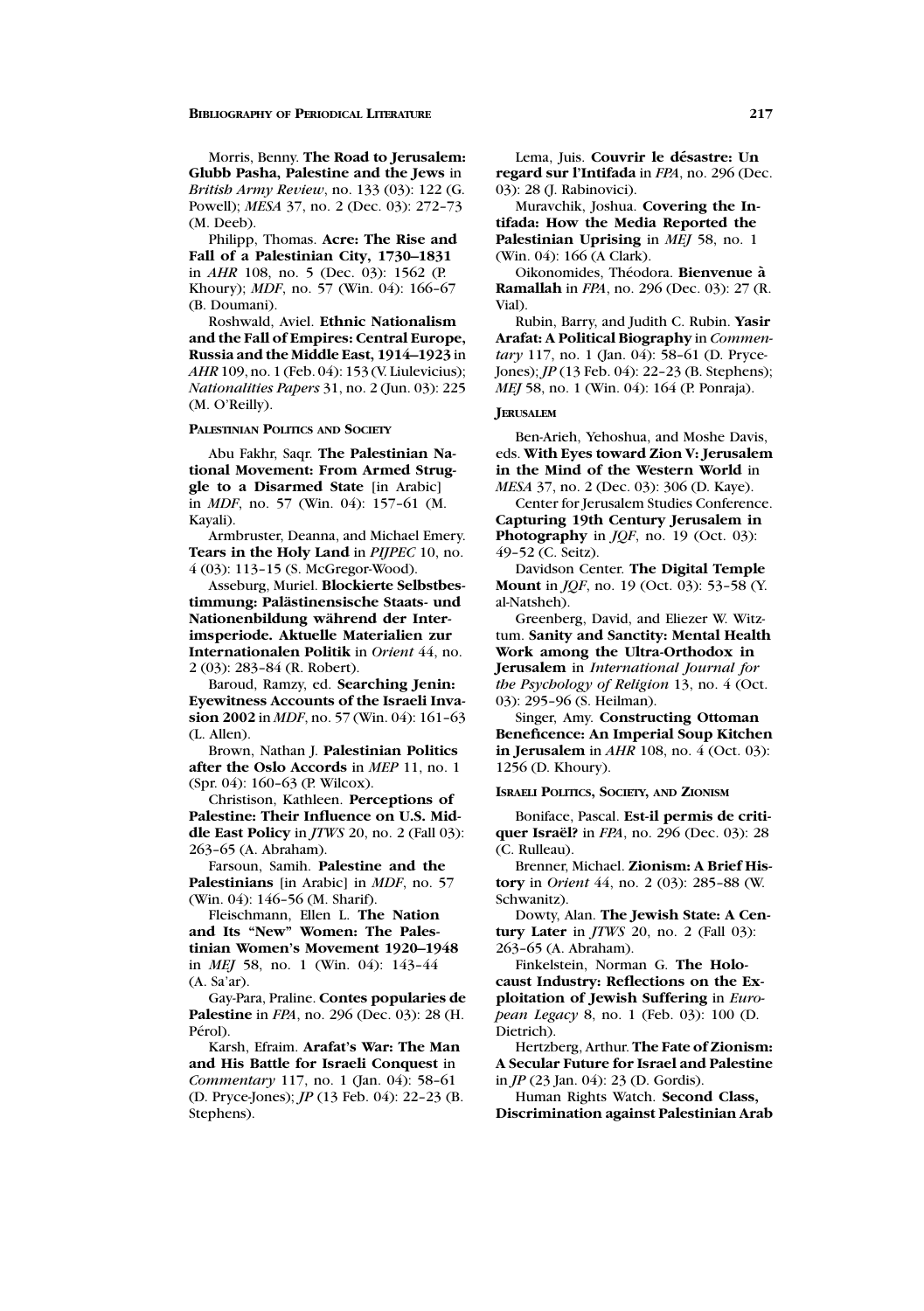Morris, Benny. **The Road to Jerusalem: Glubb Pasha, Palestine and the Jews** in *British Army Review*, no. 133 (03): 122 (G. Powell); *MESA* 37, no. 2 (Dec. 03): 272–73 (M. Deeb).

Philipp, Thomas. **Acre: The Rise and Fall of a Palestinian City, 1730–1831** in *AHR* 108, no. 5 (Dec. 03): 1562 (P. Khoury); *MDF*, no. 57 (Win. 04): 166–67 (B. Doumani).

Roshwald, Aviel. **Ethnic Nationalism and the Fall of Empires: Central Europe, Russia and the Middle East, 1914–1923** in *AHR* 109, no. 1 (Feb. 04): 153 (V. Liulevicius); *Nationalities Papers* 31, no. 2 (Jun. 03): 225 (M. O'Reilly).

#### Palestinian Politics and Society

Abu Fakhr, Saqr. **The Palestinian National Movement: From Armed Struggle to a Disarmed State** [in Arabic] in *MDF*, no. 57 (Win. 04): 157–61 (M. Kayali).

Armbruster, Deanna, and Michael Emery. **Tears in the Holy Land** in *PIJPEC* 10, no. 4 (03): 113–15 (S. McGregor-Wood).

Asseburg, Muriel. **Blockierte Selbstbestimmung: Palästinensische Staats- und Nationenbildung während der Interimsperiode. Aktuelle Materialien zur Internationalen Politik** in *Orient* 44, no. 2 (03): 283–84 (R. Robert).

Baroud, Ramzy, ed. **Searching Jenin: Eyewitness Accounts of the Israeli Invasion 2002** in *MDF*, no. 57 (Win. 04): 161–63 (L. Allen).

Brown, Nathan J. **Palestinian Politics after the Oslo Accords** in *MEP* 11, no. 1 (Spr. 04): 160–63 (P. Wilcox).

Christison, Kathleen. **Perceptions of Palestine: Their Influence on U.S. Middle East Policy** in *JTWS* 20, no. 2 (Fall 03): 263–65 (A. Abraham).

Farsoun, Samih. **Palestine and the Palestinians** [in Arabic] in *MDF*, no. 57 (Win. 04): 146–56 (M. Sharif).

Fleischmann, Ellen L. **The Nation and Its "New" Women: The Palestinian Women's Movement 1920–1948** in *MEJ* 58, no. 1 (Win. 04): 143–44 (A. Sa'ar).

Gay-Para, Praline. **Contes popularies de Palestine** in *FPA*, no. 296 (Dec. 03): 28 (H. Pérol).

Karsh, Efraim. **Arafat's War: The Man and His Battle for Israeli Conquest** in *Commentary* 117, no. 1 (Jan. 04): 58–61 (D. Pryce-Jones); *JP* (13 Feb. 04): 22–23 (B. Stephens).

Lema, Juis. **Couvrir le désastre: Un regard sur l'Intifada** in *FPA*, no. 296 (Dec. 03): 28 (J. Rabinovici).

Muravchik, Joshua. **Covering the Intifada: How the Media Reported the Palestinian Uprising** in *MEJ* 58, no. 1 (Win. 04): 166 (A Clark).

Oikonomides, Théodora. **Bienvenue à Ramallah** in *FPA*, no. 296 (Dec. 03): 27 (R. Vial).

Rubin, Barry, and Judith C. Rubin. **Yasir Arafat: A Political Biography** in *Commentary* 117, no. 1 (Jan. 04): 58–61 (D. Pryce-Jones); *JP* (13 Feb. 04): 22–23 (B. Stephens); *MEJ* 58, no. 1 (Win. 04): 164 (P. Ponraja).

#### Jerusalem

Ben-Arieh, Yehoshua, and Moshe Davis, eds. **With Eyes toward Zion V: Jerusalem in the Mind of the Western World** in *MESA* 37, no. 2 (Dec. 03): 306 (D. Kaye).

Center for Jerusalem Studies Conference. **Capturing 19th Century Jerusalem in Photography** in *JQF*, no. 19 (Oct. 03): 49–52 (C. Seitz).

Davidson Center. **The Digital Temple Mount** in *JQF*, no. 19 (Oct. 03): 53–58 (Y. al-Natsheh).

Greenberg, David, and Eliezer W. Witztum. **Sanity and Sanctity: Mental Health Work among the Ultra-Orthodox in Jerusalem** in *International Journal for the Psychology of Religion* 13, no. 4 (Oct. 03): 295–96 (S. Heilman).

Singer, Amy. **Constructing Ottoman Beneficence: An Imperial Soup Kitchen in Jerusalem** in *AHR* 108, no. 4 (Oct. 03): 1256 (D. Khoury).

#### Israeli Politics, Society, and Zionism

Boniface, Pascal. **Est-il permis de critiquer Israël?** in *FPA*, no. 296 (Dec. 03): 28 (C. Rulleau).

Brenner, Michael. **Zionism: A Brief History** in *Orient* 44, no. 2 (03): 285–88 (W. Schwanitz).

Dowty, Alan. **The Jewish State: A Century Later** in *JTWS* 20, no. 2 (Fall 03): 263–65 (A. Abraham).

Finkelstein, Norman G. **The Holocaust Industry: Reflections on the Exploitation of Jewish Suffering** in *European Legacy* 8, no. 1 (Feb. 03): 100 (D. Dietrich).

Hertzberg, Arthur. **The Fate of Zionism: A Secular Future for Israel and Palestine** in *JP* (23 Jan. 04): 23 (D. Gordis).

Human Rights Watch. **Second Class, Discrimination against Palestinian Arab**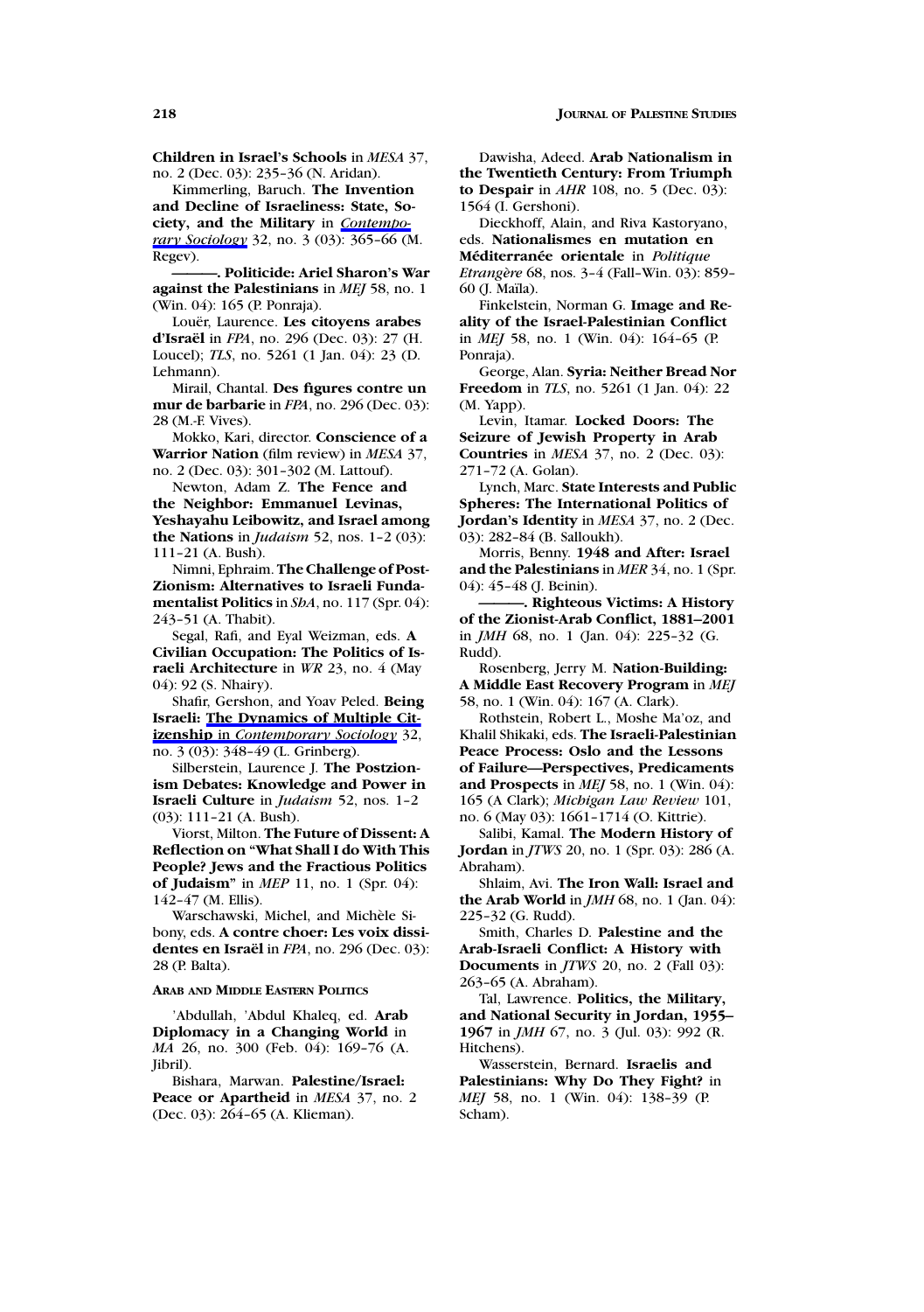**Children in Israel's Schools** in *MESA* 37, no. 2 (Dec. 03): 235–36 (N. Aridan).

Kimmerling, Baruch. **The Invention and Decline of Israeliness: State, Society, and the Military** in *Contemporary Sociology* 32, no. 3 (03): 365–66 (M. Regev).

———. **Politicide: Ariel Sharon's War against the Palestinians** in *MEJ* 58, no. 1 (Win. 04): 165 (P. Ponraja).

Louër, Laurence. **Les citoyens arabes d'Israël** in *FPA*, no. 296 (Dec. 03): 27 (H. Loucel); *TLS*, no. 5261 (1 Jan. 04): 23 (D. Lehmann).

Mirail, Chantal. **Des figures contre un mur de barbarie** in *FPA*, no. 296 (Dec. 03): 28 (M.-F. Vives).

Mokko, Kari, director. **Conscience of a Warrior Nation** (film review) in *MESA* 37, no. 2 (Dec. 03): 301–302 (M. Lattouf).

Newton, Adam Z. **The Fence and the Neighbor: Emmanuel Levinas, Yeshayahu Leibowitz, and Israel among the Nations** in *Judaism* 52, nos. 1–2 (03): 111–21 (A. Bush).

Nimni, Ephraim. **The Challenge of Post-Zionism: Alternatives to Israeli Fundamentalist Politics** in *ShA*, no. 117 (Spr. 04): 243–51 (A. Thabit).

Segal, Rafi, and Eyal Weizman, eds. **A Civilian Occupation: The Politics of Israeli Architecture** in *WR* 23, no. 4 (May 04): 92 (S. Nhairy).

Shafir, Gershon, and Yoav Peled. **Being Israeli: The Dynamics of Multiple Citizenship** in *Contemporary Sociology* 32, no. 3 (03): 348–49 (L. Grinberg).

Silberstein, Laurence J. **The Postzionism Debates: Knowledge and Power in Israeli Culture** in *Judaism* 52, nos. 1–2 (03): 111–21 (A. Bush).

Viorst, Milton. **The Future of Dissent: A Reflection on "What Shall I do With This People? Jews and the Fractious Politics of Judaism"** in *MEP* 11, no. 1 (Spr. 04): 142–47 (M. Ellis).

Warschawski, Michel, and Michèle Sibony, eds. **A contre choer: Les voix dissidentes en Israël** in *FPA*, no. 296 (Dec. 03): 28 (P. Balta).

#### Arab and Middle Eastern Politics

'Abdullah, 'Abdul Khaleq, ed. **Arab Diplomacy in a Changing World** in *MA* 26, no. 300 (Feb. 04): 169–76 (A. Jibril).

Bishara, Marwan. **Palestine/Israel: Peace or Apartheid** in *MESA* 37, no. 2 (Dec. 03): 264–65 (A. Klieman).

Dawisha, Adeed. **Arab Nationalism in the Twentieth Century: From Triumph to Despair** in *AHR* 108, no. 5 (Dec. 03): 1564 (I. Gershoni).

Dieckhoff, Alain, and Riva Kastoryano, eds. **Nationalismes en mutation en Méditerranée orientale** in *Politique Etrangère* 68, nos. 3–4 (Fall–Win. 03): 859–60 (J. Maïla).

Finkelstein, Norman G. **Image and Reality of the Israel-Palestinian Conflict** in *MEJ* 58, no. 1 (Win. 04): 164–65 (P. Ponraja).

George, Alan. **Syria: Neither Bread Nor Freedom** in *TLS*, no. 5261 (1 Jan. 04): 22 (M. Yapp).

Levin, Itamar. **Locked Doors: The Seizure of Jewish Property in Arab Countries** in *MESA* 37, no. 2 (Dec. 03): 271–72 (A. Golan).

Lynch, Marc. **State Interests and Public Spheres: The International Politics of Jordan's Identity** in *MESA* 37, no. 2 (Dec. 03): 282–84 (B. Salloukh).

Morris, Benny. **1948 and After: Israel and the Palestinians** in *MER* 34, no. 1 (Spr. 04): 45–48 (J. Beinin).

———. **Righteous Victims: A History of the Zionist-Arab Conflict, 1881–2001** in *JMH* 68, no. 1 (Jan. 04): 225–32 (G. Rudd).

Rosenberg, Jerry M. **Nation-Building: A Middle East Recovery Program** in *MEJ* 58, no. 1 (Win. 04): 167 (A. Clark).

Rothstein, Robert L., Moshe Ma'oz, and Khalil Shikaki, eds. **The Israeli-Palestinian Peace Process: Oslo and the Lessons of Failure—Perspectives, Predicaments and Prospects** in *MEJ* 58, no. 1 (Win. 04): 165 (A Clark); *Michigan Law Review* 101, no. 6 (May 03): 1661–1714 (O. Kittrie).

Salibi, Kamal. **The Modern History of Jordan** in *JTWS* 20, no. 1 (Spr. 03): 286 (A. Abraham).

Shlaim, Avi. **The Iron Wall: Israel and the Arab World** in *JMH* 68, no. 1 (Jan. 04): 225–32 (G. Rudd).

Smith, Charles D. **Palestine and the Arab-Israeli Conflict: A History with Documents** in *JTWS* 20, no. 2 (Fall 03): 263–65 (A. Abraham).

Tal, Lawrence. **Politics, the Military, and National Security in Jordan, 1955–1967** in *JMH* 67, no. 3 (Jul. 03): 992 (R. Hitchens).

Wasserstein, Bernard. **Israelis and Palestinians: Why Do They Fight?** in *MEJ* 58, no. 1 (Win. 04): 138–39 (P. Scham).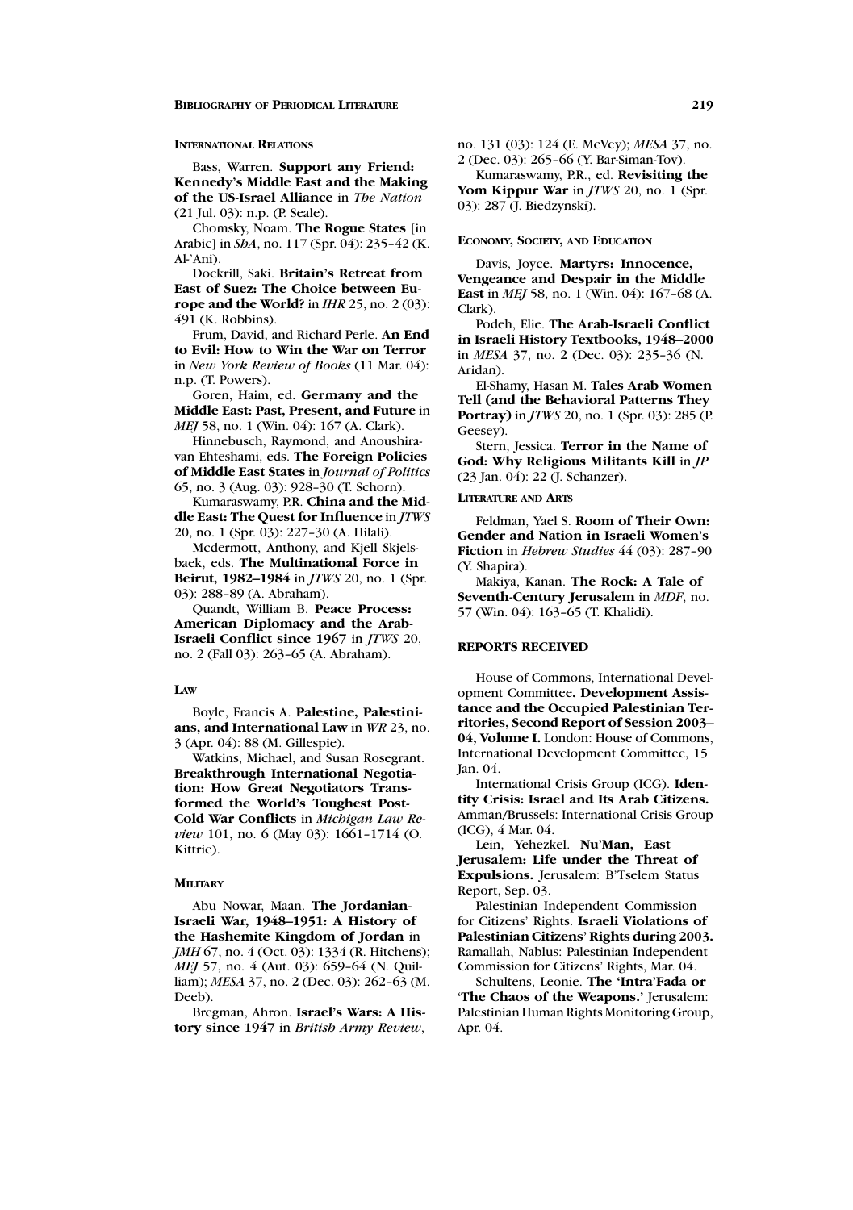#### INTERNATIONAL RELATIONS

Bass, Warren. **Support any Friend: Kennedy's Middle East and the Making of the US-Israel Alliance** in *The Nation* (21 Jul. 03): n.p. (P. Seale).

Chomsky, Noam. **The Rogue States** [in Arabic] in *ShA*, no. 117 (Spr. 04): 235–42 (K. Al-'Ani).

Dockrill, Saki. **Britain's Retreat from East of Suez: The Choice between Europe and the World?** in *IHR* 25, no. 2 (03): 491 (K. Robbins).

Frum, David, and Richard Perle. **An End to Evil: How to Win the War on Terror** in *New York Review of Books* (11 Mar. 04): n.p. (T. Powers).

Goren, Haim, ed. **Germany and the Middle East: Past, Present, and Future** in *MEJ* 58, no. 1 (Win. 04): 167 (A. Clark).

Hinnebusch, Raymond, and Anoushiravan Ehteshami, eds. **The Foreign Policies of Middle East States** in *Journal of Politics* 65, no. 3 (Aug. 03): 928–30 (T. Schorn).

Kumaraswamy, P.R. **China and the Middle East: The Quest for Influence** in *JTWS* 20, no. 1 (Spr. 03): 227–30 (A. Hilali).

Mcdermott, Anthony, and Kjell Skjelsbaek, eds. **The Multinational Force in Beirut, 1982–1984** in *JTWS* 20, no. 1 (Spr. 03): 288–89 (A. Abraham).

Quandt, William B. **Peace Process: American Diplomacy and the Arab-Israeli Conflict since 1967** in *JTWS* 20, no. 2 (Fall 03): 263–65 (A. Abraham).

#### LAW

Boyle, Francis A. **Palestine, Palestinians, and International Law** in *WR* 23, no. 3 (Apr. 04): 88 (M. Gillespie).

Watkins, Michael, and Susan Rosegrant. **Breakthrough International Negotiation: How Great Negotiators Transformed the World's Toughest Post-Cold War Conflicts** in *Michigan Law Review* 101, no. 6 (May 03): 1661–1714 (O. Kittrie).

#### MILITARY

Abu Nowar, Maan. **The Jordanian-Israeli War, 1948–1951: A History of the Hashemite Kingdom of Jordan** in *JMH* 67, no. 4 (Oct. 03): 1334 (R. Hitchens); *MEJ* 57, no. 4 (Aut. 03): 659–64 (N. Quilliam); *MESA* 37, no. 2 (Dec. 03): 262–63 (M. Deeb).

Bregman, Ahron. **Israel's Wars: A History since 1947** in *British Army Review*, no. 131 (03): 124 (E. McVey); *MESA* 37, no. 2 (Dec. 03): 265–66 (Y. Bar-Siman-Tov).

Kumaraswamy, P.R., ed. **Revisiting the Yom Kippur War** in *JTWS* 20, no. 1 (Spr. 03): 287 (J. Biedzynski).

#### ECONOMY, SOCIETY, AND EDUCATION

Davis, Joyce. **Martyrs: Innocence, Vengeance and Despair in the Middle East** in *MEJ* 58, no. 1 (Win. 04): 167–68 (A. Clark).

Podeh, Elie. **The Arab-Israeli Conflict in Israeli History Textbooks, 1948–2000** in *MESA* 37, no. 2 (Dec. 03): 235–36 (N. Aridan).

El-Shamy, Hasan M. **Tales Arab Women Tell (and the Behavioral Patterns They Portray)** in *JTWS* 20, no. 1 (Spr. 03): 285 (P. Geesey).

Stern, Jessica. **Terror in the Name of God: Why Religious Militants Kill** in *JP* (23 Jan. 04): 22 (J. Schanzer).

#### LITERATURE AND ARTS

Feldman, Yael S. **Room of Their Own: Gender and Nation in Israeli Women's Fiction** in *Hebrew Studies* 44 (03): 287–90 (Y. Shapira).

Makiya, Kanan. **The Rock: A Tale of Seventh-Century Jerusalem** in *MDF*, no. 57 (Win. 04): 163–65 (T. Khalidi).

### REPORTS RECEIVED

House of Commons, International Development Committee**. Development Assistance and the Occupied Palestinian Territories, Second Report of Session 2003–04, Volume I.** London: House of Commons, International Development Committee, 15 Jan. 04.

International Crisis Group (ICG). **Identity Crisis: Israel and Its Arab Citizens.** Amman/Brussels: International Crisis Group (ICG), 4 Mar. 04.

Lein, Yehezkel. **Nu'Man, East Jerusalem: Life under the Threat of Expulsions.** Jerusalem: B'Tselem Status Report, Sep. 03.

Palestinian Independent Commission for Citizens' Rights. **Israeli Violations of Palestinian Citizens' Rights during 2003.** Ramallah, Nablus: Palestinian Independent Commission for Citizens' Rights, Mar. 04.

Schultens, Leonie. **The 'Intra'Fada or 'The Chaos of the Weapons.'** Jerusalem: Palestinian Human Rights Monitoring Group, Apr. 04.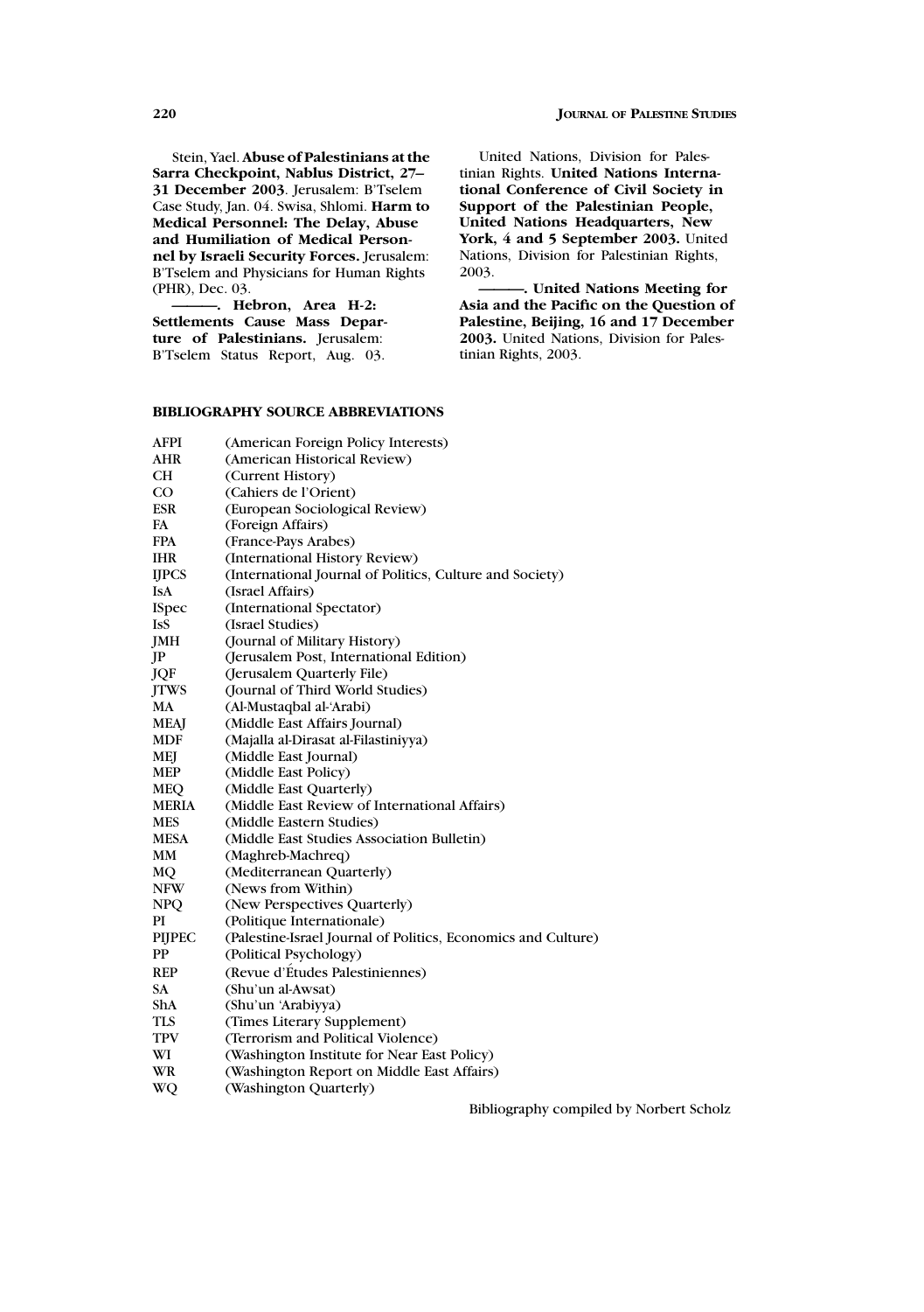Stein, Yael. **Abuse of Palestinians at the Sarra Checkpoint, Nablus District, 27–31 December 2003**. Jerusalem: B'Tselem Case Study, Jan. 04. Swisa, Shlomi. **Harm to Medical Personnel: The Delay, Abuse and Humiliation of Medical Personnel by Israeli Security Forces.** Jerusalem: B'Tselem and Physicians for Human Rights (PHR), Dec. 03.

———. **Hebron, Area H-2: Settlements Cause Mass Departure of Palestinians.** Jerusalem: B'Tselem Status Report, Aug. 03.

United Nations, Division for Palestinian Rights. **United Nations International Conference of Civil Society in Support of the Palestinian People, United Nations Headquarters, New York, 4 and 5 September 2003.** United Nations, Division for Palestinian Rights, 2003.

———. **United Nations Meeting for Asia and the Pacific on the Question of Palestine, Beijing, 16 and 17 December 2003.** United Nations, Division for Palestinian Rights, 2003.

**BIBLIOGRAPHY SOURCE ABBREVIATIONS**

| | |
|---|---|
| AFPI | (American Foreign Policy Interests) |
| AHR | (American Historical Review) |
| CH | (Current History) |
| CO | (Cahiers de l'Orient) |
| ESR | (European Sociological Review) |
| FA | (Foreign Affairs) |
| FPA | (France-Pays Arabes) |
| IHR | (International History Review) |
| IJPCS | (International Journal of Politics, Culture and Society) |
| IsA | (Israel Affairs) |
| ISpec | (International Spectator) |
| IsS | (Israel Studies) |
| JMH | (Journal of Military History) |
| JP | (Jerusalem Post, International Edition) |
| JQF | (Jerusalem Quarterly File) |
| JTWS | (Journal of Third World Studies) |
| MA | (Al-Mustaqbal al-'Arabi) |
| MEAJ | (Middle East Affairs Journal) |
| MDF | (Majalla al-Dirasat al-Filastiniyya) |
| MEJ | (Middle East Journal) |
| MEP | (Middle East Policy) |
| MEQ | (Middle East Quarterly) |
| MERIA | (Middle East Review of International Affairs) |
| MES | (Middle Eastern Studies) |
| MESA | (Middle East Studies Association Bulletin) |
| MM | (Maghreb-Machreq) |
| MQ | (Mediterranean Quarterly) |
| NFW | (News from Within) |
| NPQ | (New Perspectives Quarterly) |
| PI | (Politique Internationale) |
| PIJPEC | (Palestine-Israel Journal of Politics, Economics and Culture) |
| PP | (Political Psychology) |
| REP | (Revue d'Études Palestiniennes) |
| SA | (Shu'un al-Awsat) |
| ShA | (Shu'un 'Arabiyya) |
| TLS | (Times Literary Supplement) |
| TPV | (Terrorism and Political Violence) |
| WI | (Washington Institute for Near East Policy) |
| WR | (Washington Report on Middle East Affairs) |
| WQ | (Washington Quarterly) |

Bibliography compiled by Norbert Scholz